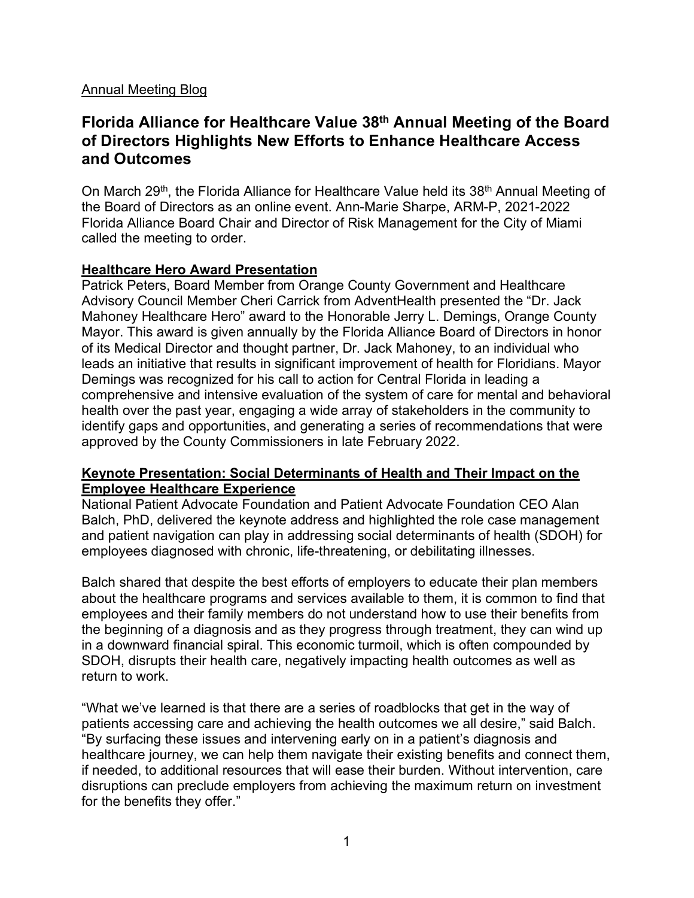Annual Meeting Blog

# Florida Alliance for Healthcare Value 38th Annual Meeting of the Board of Directors Highlights New Efforts to Enhance Healthcare Access and Outcomes

On March 29th, the Florida Alliance for Healthcare Value held its 38th Annual Meeting of the Board of Directors as an online event. Ann-Marie Sharpe, ARM-P, 2021-2022 Florida Alliance Board Chair and Director of Risk Management for the City of Miami called the meeting to order.

## Healthcare Hero Award Presentation

Patrick Peters, Board Member from Orange County Government and Healthcare Advisory Council Member Cheri Carrick from AdventHealth presented the "Dr. Jack Mahoney Healthcare Hero" award to the Honorable Jerry L. Demings, Orange County Mayor. This award is given annually by the Florida Alliance Board of Directors in honor of its Medical Director and thought partner, Dr. Jack Mahoney, to an individual who leads an initiative that results in significant improvement of health for Floridians. Mayor Demings was recognized for his call to action for Central Florida in leading a comprehensive and intensive evaluation of the system of care for mental and behavioral health over the past year, engaging a wide array of stakeholders in the community to identify gaps and opportunities, and generating a series of recommendations that were approved by the County Commissioners in late February 2022.

## Keynote Presentation: Social Determinants of Health and Their Impact on the Employee Healthcare Experience

National Patient Advocate Foundation and Patient Advocate Foundation CEO Alan Balch, PhD, delivered the keynote address and highlighted the role case management and patient navigation can play in addressing social determinants of health (SDOH) for employees diagnosed with chronic, life-threatening, or debilitating illnesses.

Balch shared that despite the best efforts of employers to educate their plan members about the healthcare programs and services available to them, it is common to find that employees and their family members do not understand how to use their benefits from the beginning of a diagnosis and as they progress through treatment, they can wind up in a downward financial spiral. This economic turmoil, which is often compounded by SDOH, disrupts their health care, negatively impacting health outcomes as well as return to work.

"What we've learned is that there are a series of roadblocks that get in the way of patients accessing care and achieving the health outcomes we all desire," said Balch. "By surfacing these issues and intervening early on in a patient's diagnosis and healthcare journey, we can help them navigate their existing benefits and connect them, if needed, to additional resources that will ease their burden. Without intervention, care disruptions can preclude employers from achieving the maximum return on investment for the benefits they offer."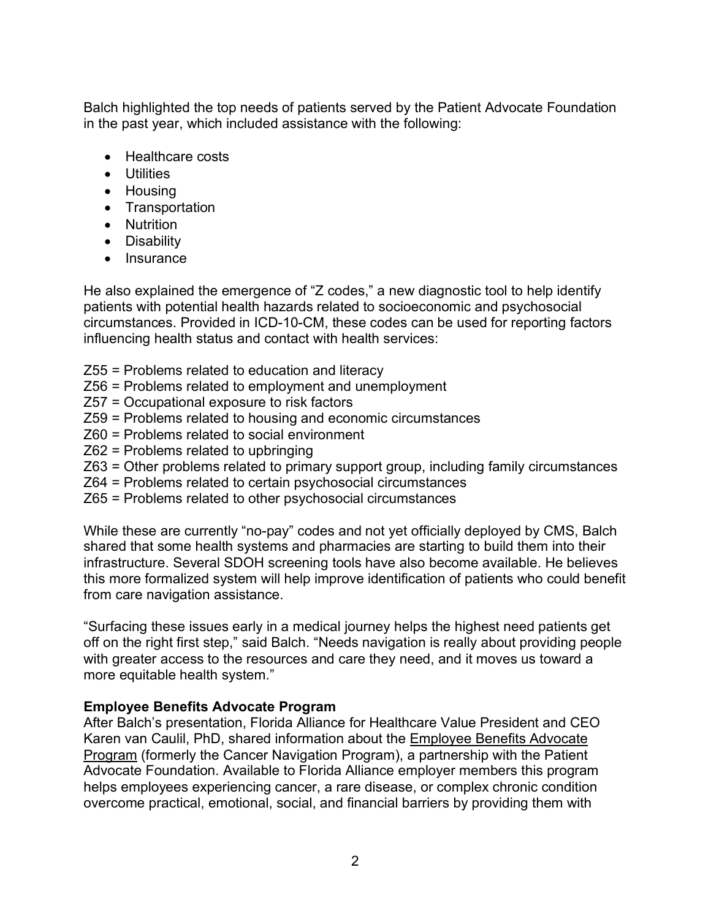Balch highlighted the top needs of patients served by the Patient Advocate Foundation in the past year, which included assistance with the following:

- Healthcare costs
- Utilities
- Housing
- Transportation
- Nutrition
- Disability
- Insurance

He also explained the emergence of "Z codes," a new diagnostic tool to help identify patients with potential health hazards related to socioeconomic and psychosocial circumstances. Provided in ICD-10-CM, these codes can be used for reporting factors influencing health status and contact with health services:

Z55 = Problems related to education and literacy
Z56 = Problems related to employment and unemployment
Z57 = Occupational exposure to risk factors
Z59 = Problems related to housing and economic circumstances
Z60 = Problems related to social environment
Z62 = Problems related to upbringing
Z63 = Other problems related to primary support group, including family circumstances
Z64 = Problems related to certain psychosocial circumstances
Z65 = Problems related to other psychosocial circumstances

While these are currently "no-pay" codes and not yet officially deployed by CMS, Balch shared that some health systems and pharmacies are starting to build them into their infrastructure. Several SDOH screening tools have also become available. He believes this more formalized system will help improve identification of patients who could benefit from care navigation assistance.

"Surfacing these issues early in a medical journey helps the highest need patients get off on the right first step," said Balch. "Needs navigation is really about providing people with greater access to the resources and care they need, and it moves us toward a more equitable health system."

**Employee Benefits Advocate Program**

After Balch's presentation, Florida Alliance for Healthcare Value President and CEO Karen van Caulil, PhD, shared information about the Employee Benefits Advocate Program (formerly the Cancer Navigation Program), a partnership with the Patient Advocate Foundation. Available to Florida Alliance employer members this program helps employees experiencing cancer, a rare disease, or complex chronic condition overcome practical, emotional, social, and financial barriers by providing them with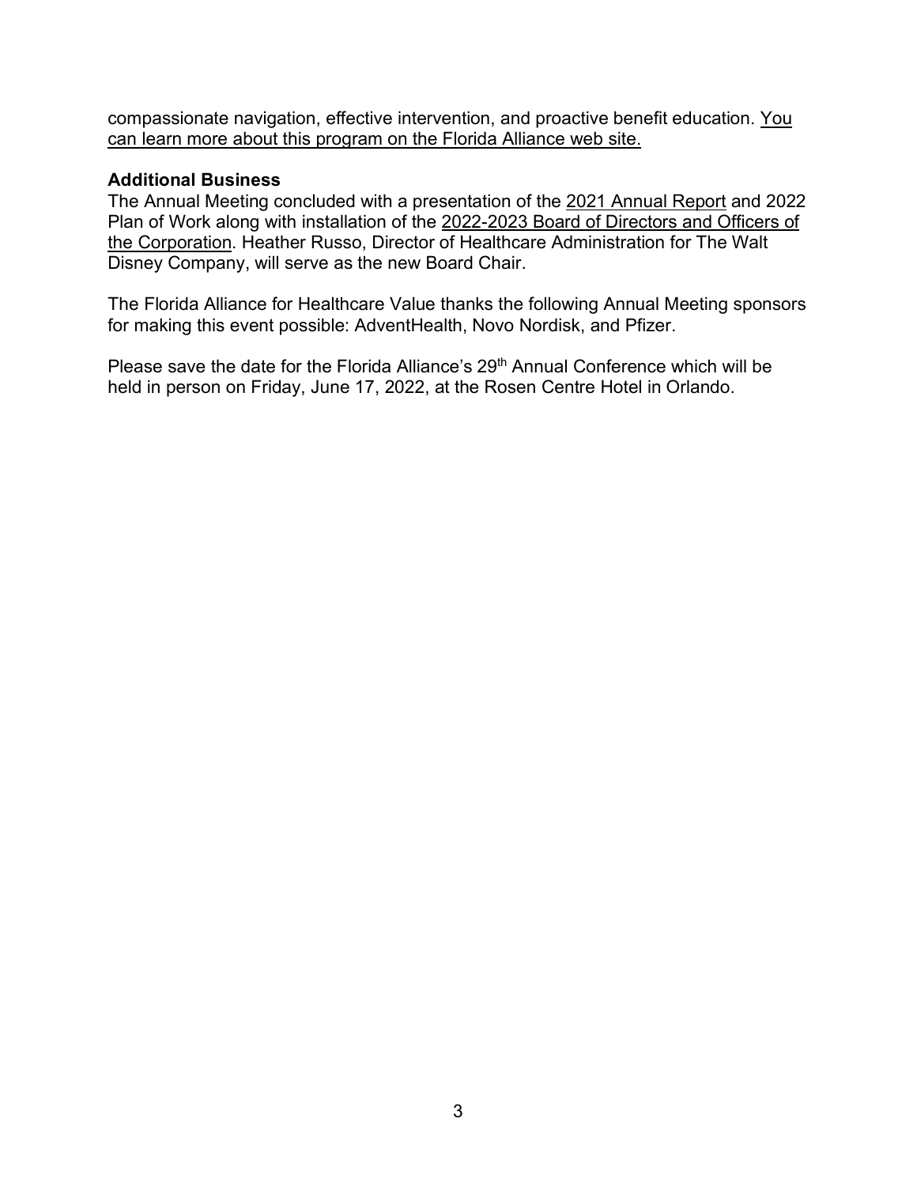compassionate navigation, effective intervention, and proactive benefit education. You can learn more about this program on the Florida Alliance web site.

**Additional Business**

The Annual Meeting concluded with a presentation of the 2021 Annual Report and 2022 Plan of Work along with installation of the 2022-2023 Board of Directors and Officers of the Corporation. Heather Russo, Director of Healthcare Administration for The Walt Disney Company, will serve as the new Board Chair.

The Florida Alliance for Healthcare Value thanks the following Annual Meeting sponsors for making this event possible: AdventHealth, Novo Nordisk, and Pfizer.

Please save the date for the Florida Alliance's 29th Annual Conference which will be held in person on Friday, June 17, 2022, at the Rosen Centre Hotel in Orlando.